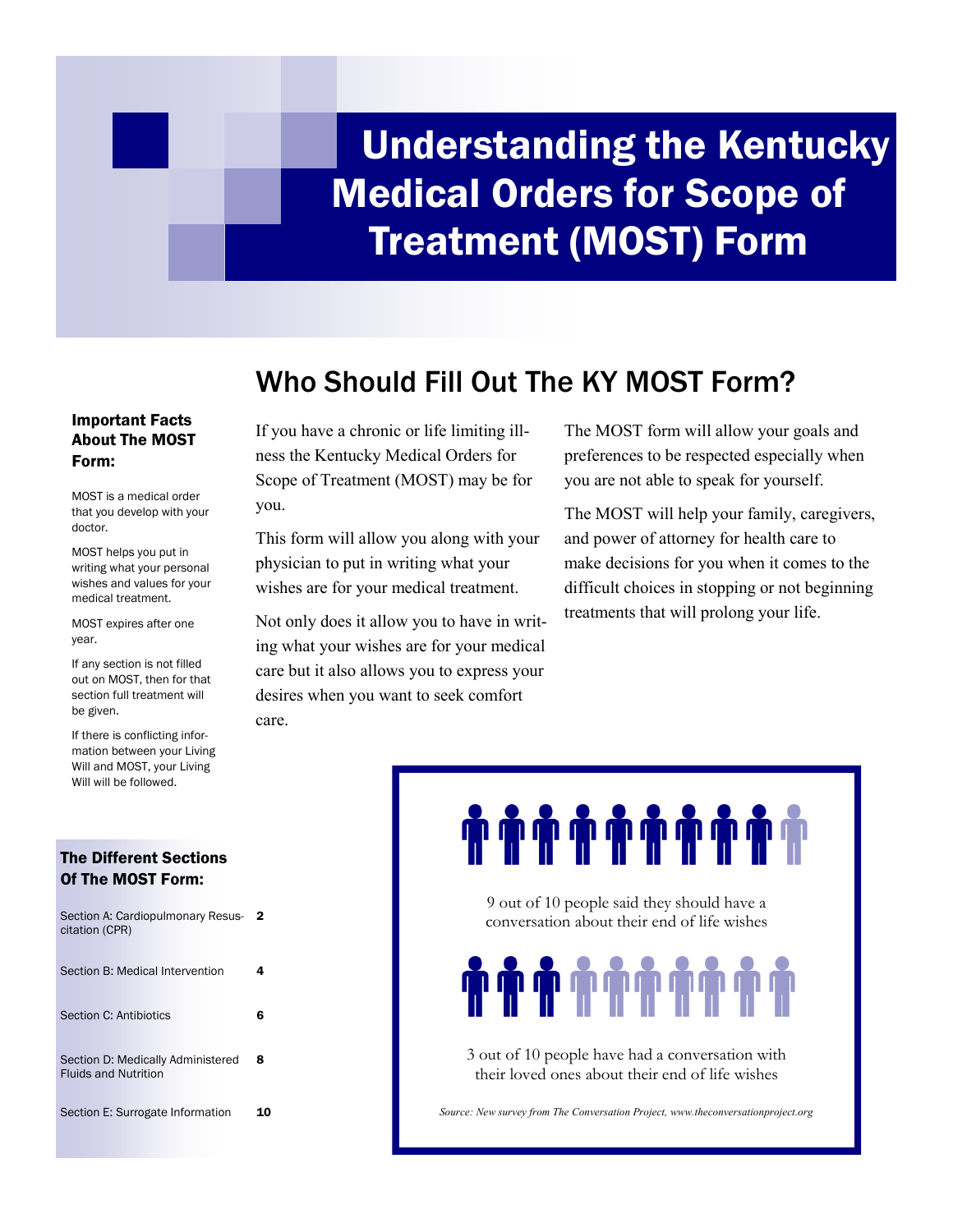# Understanding the Kentucky Medical Orders for Scope of Treatment (MOST) Form

## Who Should Fill Out The KY MOST Form?

If you have a chronic or life limiting illness the Kentucky Medical Orders for Scope of Treatment (MOST) may be for you.

This form will allow you along with your physician to put in writing what your wishes are for your medical treatment.

Not only does it allow you to have in writing what your wishes are for your medical care but it also allows you to express your desires when you want to seek comfort care.

The MOST form will allow your goals and preferences to be respected especially when you are not able to speak for yourself.

The MOST will help your family, caregivers, and power of attorney for health care to make decisions for you when it comes to the difficult choices in stopping or not beginning treatments that will prolong your life.

### Important Facts About The MOST Form:

MOST is a medical order that you develop with your doctor.

MOST helps you put in writing what your personal wishes and values for your medical treatment.

MOST expires after one year.

If any section is not filled out on MOST, then for that section full treatment will be given.

If there is conflicting information between your Living Will and MOST, your Living Will will be followed.

### The Different Sections Of The MOST Form:

| Section | Page |
|---|---|
| Section A: Cardiopulmonary Resuscitation (CPR) | **2** |
| Section B: Medical Intervention | **4** |
| Section C: Antibiotics | **6** |
| Section D: Medically Administered Fluids and Nutrition | **8** |
| Section E: Surrogate Information | **10** |

9 out of 10 people said they should have a conversation about their end of life wishes

3 out of 10 people have had a conversation with their loved ones about their end of life wishes

*Source: New survey from The Conversation Project, www.theconversationproject.org*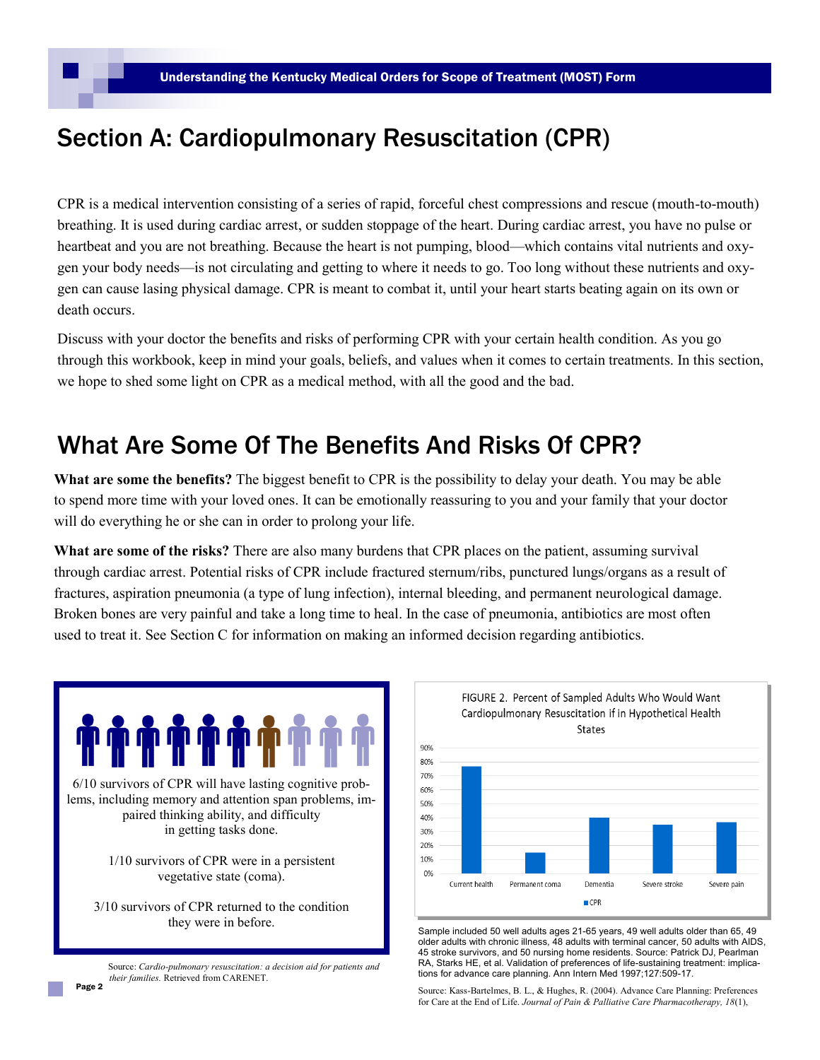# Section A: Cardiopulmonary Resuscitation (CPR)

CPR is a medical intervention consisting of a series of rapid, forceful chest compressions and rescue (mouth-to-mouth) breathing. It is used during cardiac arrest, or sudden stoppage of the heart. During cardiac arrest, you have no pulse or heartbeat and you are not breathing. Because the heart is not pumping, blood—which contains vital nutrients and oxygen your body needs—is not circulating and getting to where it needs to go. Too long without these nutrients and oxygen can cause lasing physical damage. CPR is meant to combat it, until your heart starts beating again on its own or death occurs.

Discuss with your doctor the benefits and risks of performing CPR with your certain health condition. As you go through this workbook, keep in mind your goals, beliefs, and values when it comes to certain treatments. In this section, we hope to shed some light on CPR as a medical method, with all the good and the bad.

# What Are Some Of The Benefits And Risks Of CPR?

**What are some the benefits?** The biggest benefit to CPR is the possibility to delay your death. You may be able to spend more time with your loved ones. It can be emotionally reassuring to you and your family that your doctor will do everything he or she can in order to prolong your life.

**What are some of the risks?** There are also many burdens that CPR places on the patient, assuming survival through cardiac arrest. Potential risks of CPR include fractured sternum/ribs, punctured lungs/organs as a result of fractures, aspiration pneumonia (a type of lung infection), internal bleeding, and permanent neurological damage. Broken bones are very painful and take a long time to heal. In the case of pneumonia, antibiotics are most often used to treat it. See Section C for information on making an informed decision regarding antibiotics.

6/10 survivors of CPR will have lasting cognitive problems, including memory and attention span problems, impaired thinking ability, and difficulty in getting tasks done.

1/10 survivors of CPR were in a persistent vegetative state (coma).

3/10 survivors of CPR returned to the condition they were in before.

Source: *Cardio-pulmonary resuscitation: a decision aid for patients and their families.* Retrieved from CARENET.

FIGURE 2. Percent of Sampled Adults Who Would Want Cardiopulmonary Resuscitation if in Hypothetical Health States

| Health state | CPR |
| --- | --- |
| Current health | ~77% |
| Permanent coma | ~15% |
| Dementia | ~40% |
| Severe stroke | ~35% |
| Severe pain | ~37% |

Sample included 50 well adults ages 21-65 years, 49 well adults older than 65, 49 older adults with chronic illness, 48 adults with terminal cancer, 50 adults with AIDS, 45 stroke survivors, and 50 nursing home residents. Source: Patrick DJ, Pearlman RA, Starks HE, et al. Validation of preferences of life-sustaining treatment: implications for advance care planning. Ann Intern Med 1997;127:509-17.

Source: Kass-Bartelmes, B. L., & Hughes, R. (2004). Advance Care Planning: Preferences for Care at the End of Life. *Journal of Pain & Palliative Care Pharmacotherapy, 18*(1),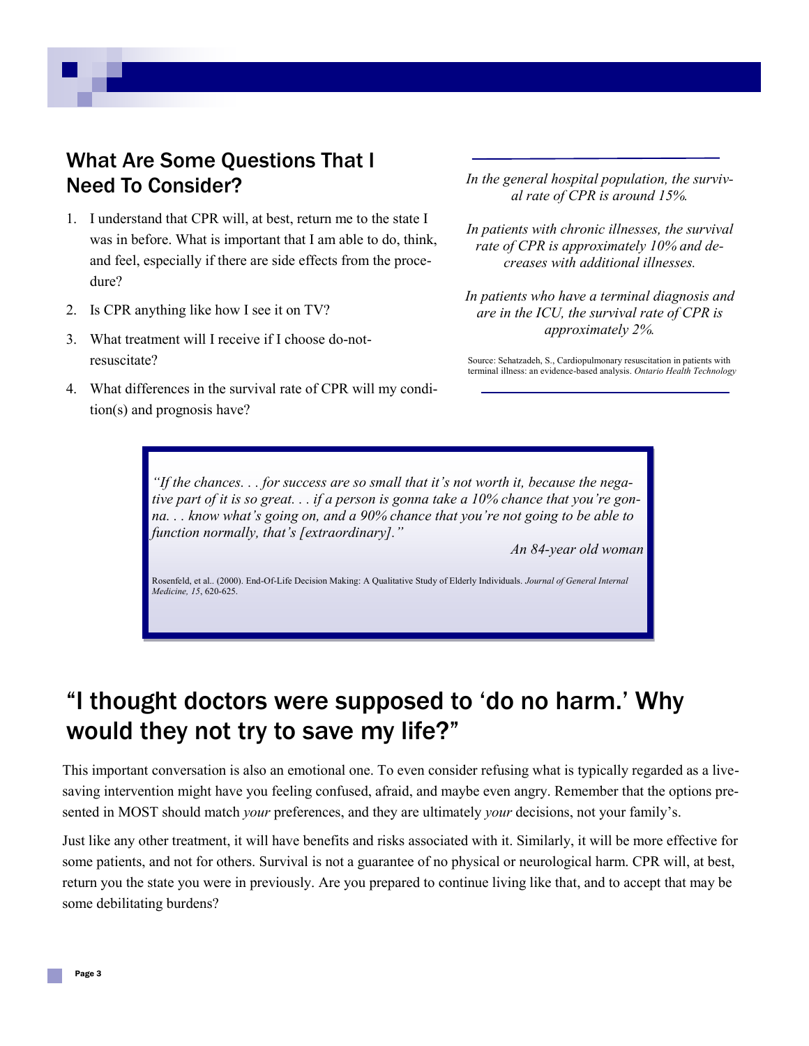## What Are Some Questions That I Need To Consider?

1. I understand that CPR will, at best, return me to the state I was in before. What is important that I am able to do, think, and feel, especially if there are side effects from the procedure?
2. Is CPR anything like how I see it on TV?
3. What treatment will I receive if I choose do-not-resuscitate?
4. What differences in the survival rate of CPR will my condition(s) and prognosis have?

*In the general hospital population, the survival rate of CPR is around 15%.*

*In patients with chronic illnesses, the survival rate of CPR is approximately 10% and decreases with additional illnesses.*

*In patients who have a terminal diagnosis and are in the ICU, the survival rate of CPR is approximately 2%.*

Source: Sehatzadeh, S., Cardiopulmonary resuscitation in patients with terminal illness: an evidence-based analysis. *Ontario Health Technology*

> *"If the chances. . . for success are so small that it's not worth it, because the negative part of it is so great. . . if a person is gonna take a 10% chance that you're gonna. . . know what's going on, and a 90% chance that you're not going to be able to function normally, that's [extraordinary]."*
>
> *An 84-year old woman*
>
> Rosenfeld, et al.. (2000). End-Of-Life Decision Making: A Qualitative Study of Elderly Individuals. *Journal of General Internal Medicine, 15*, 620-625.

## "I thought doctors were supposed to 'do no harm.' Why would they not try to save my life?"

This important conversation is also an emotional one. To even consider refusing what is typically regarded as a live-saving intervention might have you feeling confused, afraid, and maybe even angry. Remember that the options presented in MOST should match *your* preferences, and they are ultimately *your* decisions, not your family's.

Just like any other treatment, it will have benefits and risks associated with it. Similarly, it will be more effective for some patients, and not for others. Survival is not a guarantee of no physical or neurological harm. CPR will, at best, return you the state you were in previously. Are you prepared to continue living like that, and to accept that may be some debilitating burdens?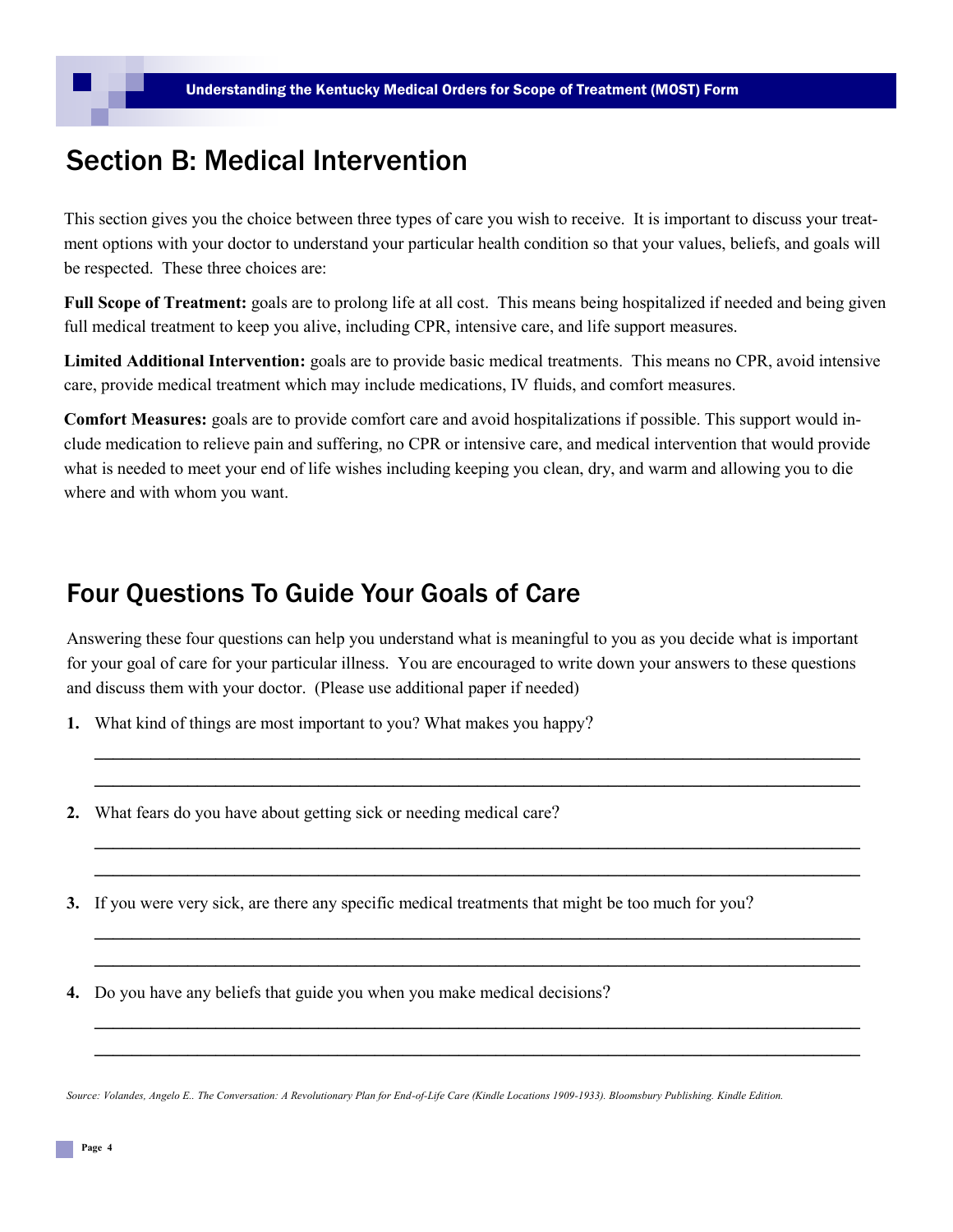## Section B: Medical Intervention

This section gives you the choice between three types of care you wish to receive. It is important to discuss your treatment options with your doctor to understand your particular health condition so that your values, beliefs, and goals will be respected. These three choices are:

**Full Scope of Treatment:** goals are to prolong life at all cost. This means being hospitalized if needed and being given full medical treatment to keep you alive, including CPR, intensive care, and life support measures.

**Limited Additional Intervention:** goals are to provide basic medical treatments. This means no CPR, avoid intensive care, provide medical treatment which may include medications, IV fluids, and comfort measures.

**Comfort Measures:** goals are to provide comfort care and avoid hospitalizations if possible. This support would include medication to relieve pain and suffering, no CPR or intensive care, and medical intervention that would provide what is needed to meet your end of life wishes including keeping you clean, dry, and warm and allowing you to die where and with whom you want.

## Four Questions To Guide Your Goals of Care

Answering these four questions can help you understand what is meaningful to you as you decide what is important for your goal of care for your particular illness. You are encouraged to write down your answers to these questions and discuss them with your doctor. (Please use additional paper if needed)

1. What kind of things are most important to you? What makes you happy?

   ________________________________________________________________________________

   ________________________________________________________________________________

2. What fears do you have about getting sick or needing medical care?

   ________________________________________________________________________________

   ________________________________________________________________________________

3. If you were very sick, are there any specific medical treatments that might be too much for you?

   ________________________________________________________________________________

   ________________________________________________________________________________

4. Do you have any beliefs that guide you when you make medical decisions?

   ________________________________________________________________________________

   ________________________________________________________________________________

*Source: Volandes, Angelo E.. The Conversation: A Revolutionary Plan for End-of-Life Care (Kindle Locations 1909-1933). Bloomsbury Publishing. Kindle Edition.*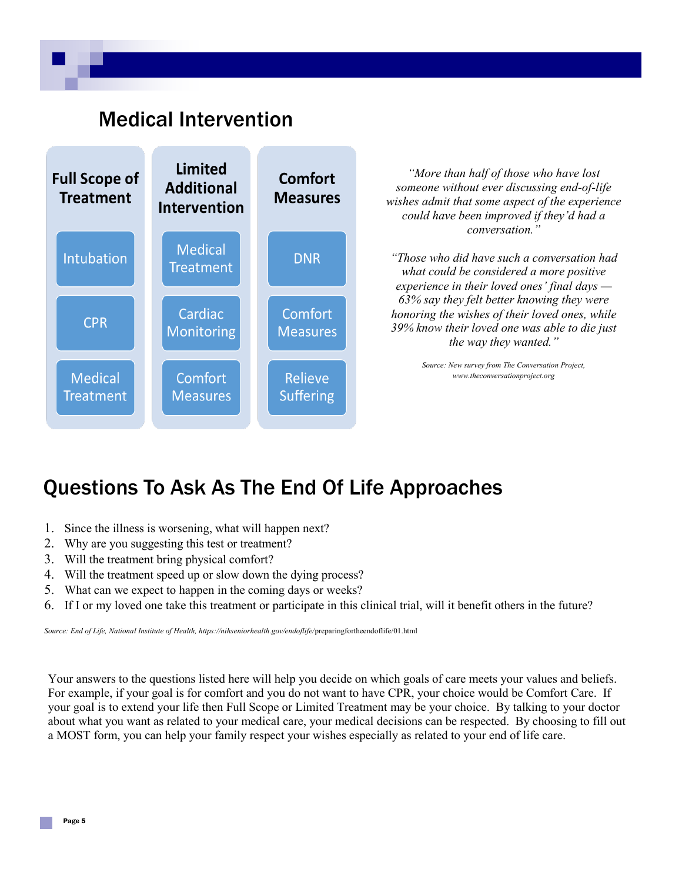## Medical Intervention

| Full Scope of Treatment | Limited Additional Intervention | Comfort Measures |
|---|---|---|
| Intubation | Medical Treatment | DNR |
| CPR | Cardiac Monitoring | Comfort Measures |
| Medical Treatment | Comfort Measures | Relieve Suffering |

*"More than half of those who have lost someone without ever discussing end-of-life wishes admit that some aspect of the experience could have been improved if they'd had a conversation."*

*"Those who did have such a conversation had what could be considered a more positive experience in their loved ones' final days — 63% say they felt better knowing they were honoring the wishes of their loved ones, while 39% know their loved one was able to die just the way they wanted."*

*Source: New survey from The Conversation Project, www.theconversationproject.org*

## Questions To Ask As The End Of Life Approaches

1. Since the illness is worsening, what will happen next?
2. Why are you suggesting this test or treatment?
3. Will the treatment bring physical comfort?
4. Will the treatment speed up or slow down the dying process?
5. What can we expect to happen in the coming days or weeks?
6. If I or my loved one take this treatment or participate in this clinical trial, will it benefit others in the future?

*Source: End of Life, National Institute of Health, https://nihseniorhealth.gov/endoflife/*preparingfortheendoflife/01.html

Your answers to the questions listed here will help you decide on which goals of care meets your values and beliefs. For example, if your goal is for comfort and you do not want to have CPR, your choice would be Comfort Care. If your goal is to extend your life then Full Scope or Limited Treatment may be your choice. By talking to your doctor about what you want as related to your medical care, your medical decisions can be respected. By choosing to fill out a MOST form, you can help your family respect your wishes especially as related to your end of life care.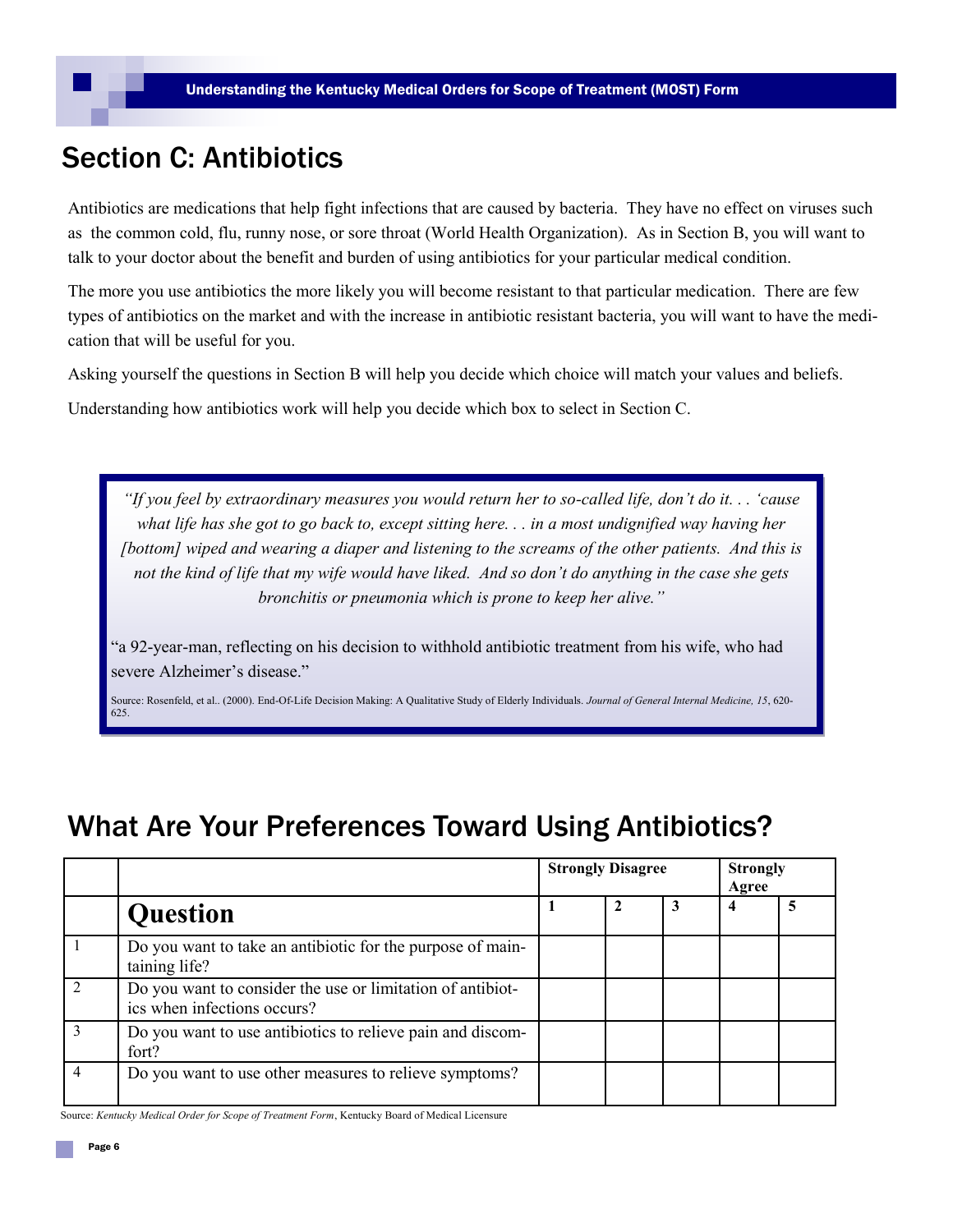## Section C: Antibiotics

Antibiotics are medications that help fight infections that are caused by bacteria. They have no effect on viruses such as the common cold, flu, runny nose, or sore throat (World Health Organization). As in Section B, you will want to talk to your doctor about the benefit and burden of using antibiotics for your particular medical condition.

The more you use antibiotics the more likely you will become resistant to that particular medication. There are few types of antibiotics on the market and with the increase in antibiotic resistant bacteria, you will want to have the medication that will be useful for you.

Asking yourself the questions in Section B will help you decide which choice will match your values and beliefs.

Understanding how antibiotics work will help you decide which box to select in Section C.

> *"If you feel by extraordinary measures you would return her to so-called life, don't do it. . . 'cause what life has she got to go back to, except sitting here. . . in a most undignified way having her [bottom] wiped and wearing a diaper and listening to the screams of the other patients. And this is not the kind of life that my wife would have liked. And so don't do anything in the case she gets bronchitis or pneumonia which is prone to keep her alive."*
>
> "a 92-year-man, reflecting on his decision to withhold antibiotic treatment from his wife, who had severe Alzheimer's disease."
>
> Source: Rosenfeld, et al.. (2000). End-Of-Life Decision Making: A Qualitative Study of Elderly Individuals. *Journal of General Internal Medicine, 15*, 620-625.

## What Are Your Preferences Toward Using Antibiotics?

| | | **Strongly Disagree** | | | **Strongly Agree** | |
|---|---|---|---|---|---|---|
| | **Question** | **1** | **2** | **3** | **4** | **5** |
| 1 | Do you want to take an antibiotic for the purpose of maintaining life? | | | | | |
| 2 | Do you want to consider the use or limitation of antibiotics when infections occurs? | | | | | |
| 3 | Do you want to use antibiotics to relieve pain and discomfort? | | | | | |
| 4 | Do you want to use other measures to relieve symptoms? | | | | | |

Source: *Kentucky Medical Order for Scope of Treatment Form*, Kentucky Board of Medical Licensure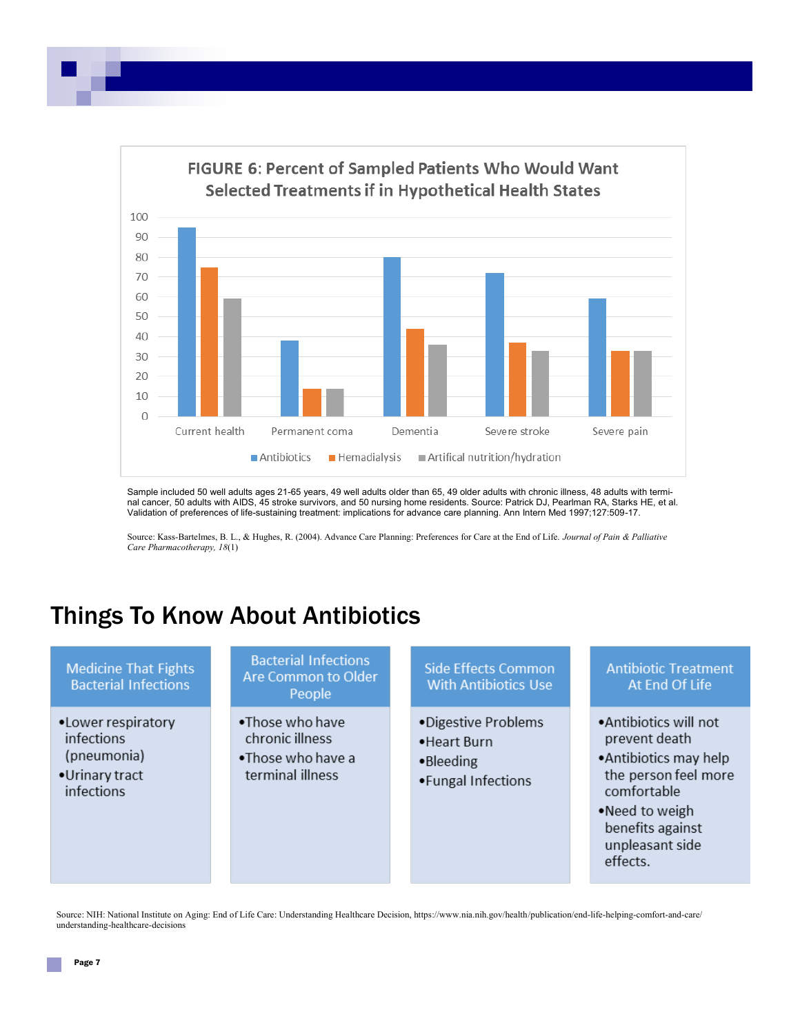## FIGURE 6: Percent of Sampled Patients Who Would Want Selected Treatments if in Hypothetical Health States

| | Antibiotics | Hemadialysis | Artifical nutrition/hydration |
|---|---|---|---|
| Current health | 95 | 75 | 59 |
| Permanent coma | 38 | 14 | 14 |
| Dementia | 80 | 44 | 36 |
| Severe stroke | 72 | 37 | 33 |
| Severe pain | 59 | 33 | 33 |

Sample included 50 well adults ages 21-65 years, 49 well adults older than 65, 49 older adults with chronic illness, 48 adults with terminal cancer, 50 adults with AIDS, 45 stroke survivors, and 50 nursing home residents. Source: Patrick DJ, Pearlman RA, Starks HE, et al. Validation of preferences of life-sustaining treatment: implications for advance care planning. Ann Intern Med 1997;127:509-17.

Source: Kass-Bartelmes, B. L., & Hughes, R. (2004). Advance Care Planning: Preferences for Care at the End of Life. *Journal of Pain & Palliative Care Pharmacotherapy, 18*(1)

# Things To Know About Antibiotics

**Medicine That Fights Bacterial Infections**

- Lower respiratory infections (pneumonia)
- Urinary tract infections

**Bacterial Infections Are Common to Older People**

- Those who have chronic illness
- Those who have a terminal illness

**Side Effects Common With Antibiotics Use**

- Digestive Problems
- Heart Burn
- Bleeding
- Fungal Infections

**Antibiotic Treatment At End Of Life**

- Antibiotics will not prevent death
- Antibiotics may help the person feel more comfortable
- Need to weigh benefits against unpleasant side effects.

Source: NIH: National Institute on Aging: End of Life Care: Understanding Healthcare Decision, https://www.nia.nih.gov/health/publication/end-life-helping-comfort-and-care/understanding-healthcare-decisions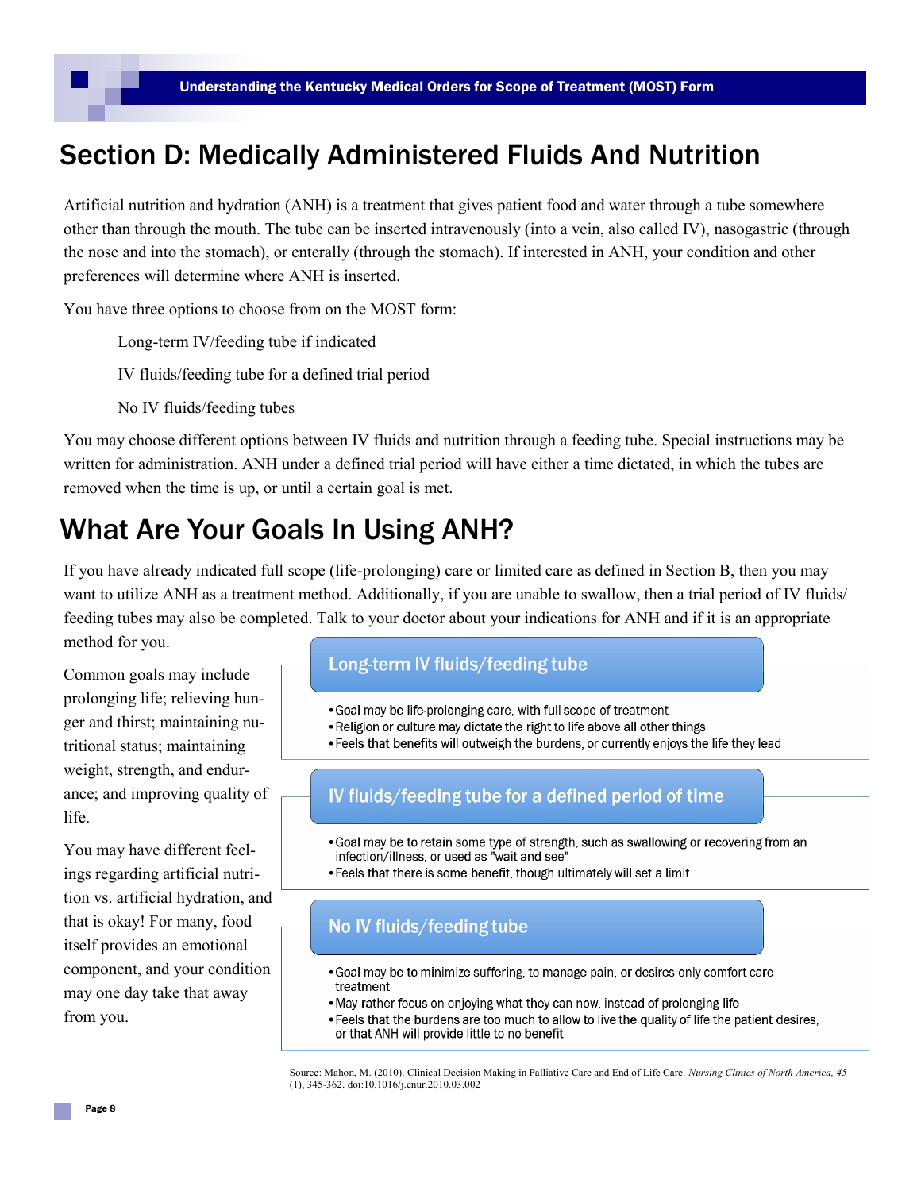# Section D: Medically Administered Fluids And Nutrition

Artificial nutrition and hydration (ANH) is a treatment that gives patient food and water through a tube somewhere other than through the mouth. The tube can be inserted intravenously (into a vein, also called IV), nasogastric (through the nose and into the stomach), or enterally (through the stomach). If interested in ANH, your condition and other preferences will determine where ANH is inserted.

You have three options to choose from on the MOST form:

Long-term IV/feeding tube if indicated

IV fluids/feeding tube for a defined trial period

No IV fluids/feeding tubes

You may choose different options between IV fluids and nutrition through a feeding tube. Special instructions may be written for administration. ANH under a defined trial period will have either a time dictated, in which the tubes are removed when the time is up, or until a certain goal is met.

# What Are Your Goals In Using ANH?

If you have already indicated full scope (life-prolonging) care or limited care as defined in Section B, then you may want to utilize ANH as a treatment method. Additionally, if you are unable to swallow, then a trial period of IV fluids/ feeding tubes may also be completed. Talk to your doctor about your indications for ANH and if it is an appropriate method for you.

Common goals may include prolonging life; relieving hunger and thirst; maintaining nutritional status; maintaining weight, strength, and endurance; and improving quality of life.

You may have different feelings regarding artificial nutrition vs. artificial hydration, and that is okay! For many, food itself provides an emotional component, and your condition may one day take that away from you.

## Long-term IV fluids/feeding tube

- Goal may be life-prolonging care, with full scope of treatment
- Religion or culture may dictate the right to life above all other things
- Feels that benefits will outweigh the burdens, or currently enjoys the life they lead

## IV fluids/feeding tube for a defined period of time

- Goal may be to retain some type of strength, such as swallowing or recovering from an infection/illness, or used as "wait and see"
- Feels that there is some benefit, though ultimately will set a limit

## No IV fluids/feeding tube

- Goal may be to minimize suffering, to manage pain, or desires only comfort care treatment
- May rather focus on enjoying what they can now, instead of prolonging life
- Feels that the burdens are too much to allow to live the quality of life the patient desires, or that ANH will provide little to no benefit

Source: Mahon, M. (2010). Clinical Decision Making in Palliative Care and End of Life Care. *Nursing Clinics of North America, 45* (1), 345-362. doi:10.1016/j.cnur.2010.03.002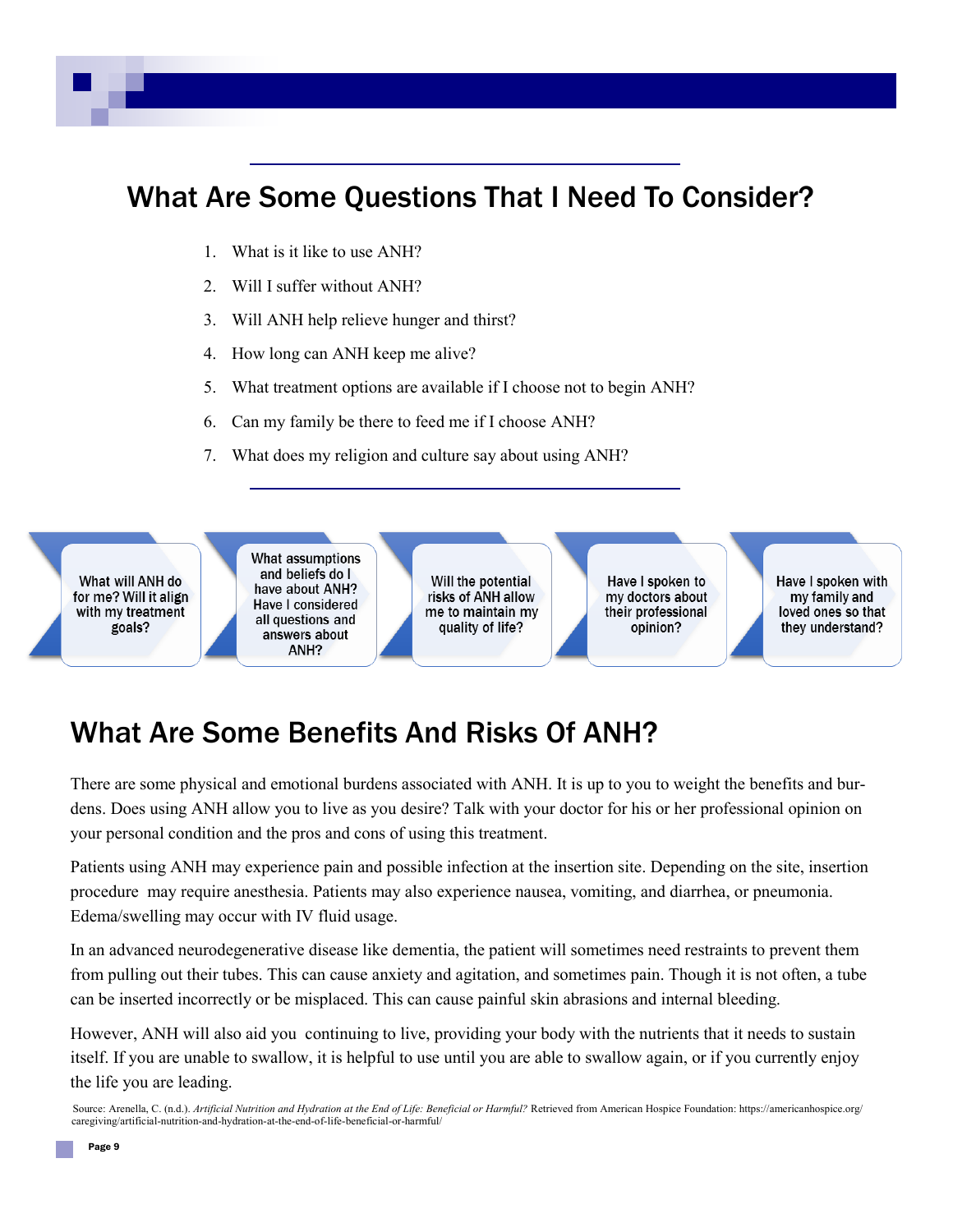## What Are Some Questions That I Need To Consider?

1. What is it like to use ANH?
2. Will I suffer without ANH?
3. Will ANH help relieve hunger and thirst?
4. How long can ANH keep me alive?
5. What treatment options are available if I choose not to begin ANH?
6. Can my family be there to feed me if I choose ANH?
7. What does my religion and culture say about using ANH?

- What will ANH do for me? Will it align with my treatment goals?
- What assumptions and beliefs do I have about ANH? Have I considered all questions and answers about ANH?
- Will the potential risks of ANH allow me to maintain my quality of life?
- Have I spoken to my doctors about their professional opinion?
- Have I spoken with my family and loved ones so that they understand?

## What Are Some Benefits And Risks Of ANH?

There are some physical and emotional burdens associated with ANH. It is up to you to weight the benefits and burdens. Does using ANH allow you to live as you desire? Talk with your doctor for his or her professional opinion on your personal condition and the pros and cons of using this treatment.

Patients using ANH may experience pain and possible infection at the insertion site. Depending on the site, insertion procedure may require anesthesia. Patients may also experience nausea, vomiting, and diarrhea, or pneumonia. Edema/swelling may occur with IV fluid usage.

In an advanced neurodegenerative disease like dementia, the patient will sometimes need restraints to prevent them from pulling out their tubes. This can cause anxiety and agitation, and sometimes pain. Though it is not often, a tube can be inserted incorrectly or be misplaced. This can cause painful skin abrasions and internal bleeding.

However, ANH will also aid you continuing to live, providing your body with the nutrients that it needs to sustain itself. If you are unable to swallow, it is helpful to use until you are able to swallow again, or if you currently enjoy the life you are leading.

Source: Arenella, C. (n.d.). *Artificial Nutrition and Hydration at the End of Life: Beneficial or Harmful?* Retrieved from American Hospice Foundation: https://americanhospice.org/caregiving/artificial-nutrition-and-hydration-at-the-end-of-life-beneficial-or-harmful/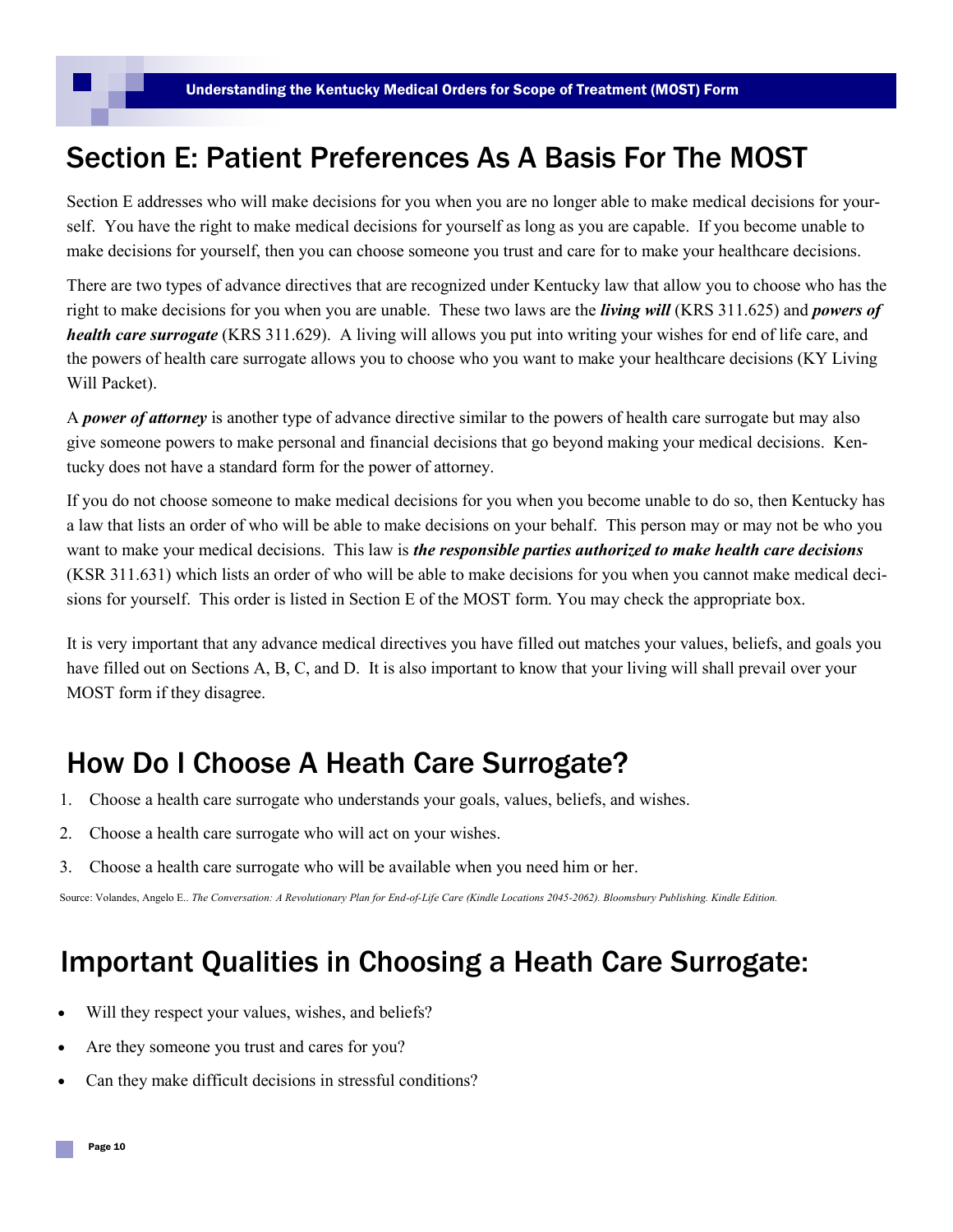## Section E: Patient Preferences As A Basis For The MOST

Section E addresses who will make decisions for you when you are no longer able to make medical decisions for yourself. You have the right to make medical decisions for yourself as long as you are capable. If you become unable to make decisions for yourself, then you can choose someone you trust and care for to make your healthcare decisions.

There are two types of advance directives that are recognized under Kentucky law that allow you to choose who has the right to make decisions for you when you are unable. These two laws are the ***living will*** (KRS 311.625) and ***powers of health care surrogate*** (KRS 311.629). A living will allows you put into writing your wishes for end of life care, and the powers of health care surrogate allows you to choose who you want to make your healthcare decisions (KY Living Will Packet).

A ***power of attorney*** is another type of advance directive similar to the powers of health care surrogate but may also give someone powers to make personal and financial decisions that go beyond making your medical decisions. Kentucky does not have a standard form for the power of attorney.

If you do not choose someone to make medical decisions for you when you become unable to do so, then Kentucky has a law that lists an order of who will be able to make decisions on your behalf. This person may or may not be who you want to make your medical decisions. This law is ***the responsible parties authorized to make health care decisions*** (KSR 311.631) which lists an order of who will be able to make decisions for you when you cannot make medical decisions for yourself. This order is listed in Section E of the MOST form. You may check the appropriate box.

It is very important that any advance medical directives you have filled out matches your values, beliefs, and goals you have filled out on Sections A, B, C, and D. It is also important to know that your living will shall prevail over your MOST form if they disagree.

## How Do I Choose A Heath Care Surrogate?

1. Choose a health care surrogate who understands your goals, values, beliefs, and wishes.
2. Choose a health care surrogate who will act on your wishes.
3. Choose a health care surrogate who will be available when you need him or her.

Source: Volandes, Angelo E.. *The Conversation: A Revolutionary Plan for End-of-Life Care (Kindle Locations 2045-2062). Bloomsbury Publishing. Kindle Edition.*

## Important Qualities in Choosing a Heath Care Surrogate:

- Will they respect your values, wishes, and beliefs?
- Are they someone you trust and cares for you?
- Can they make difficult decisions in stressful conditions?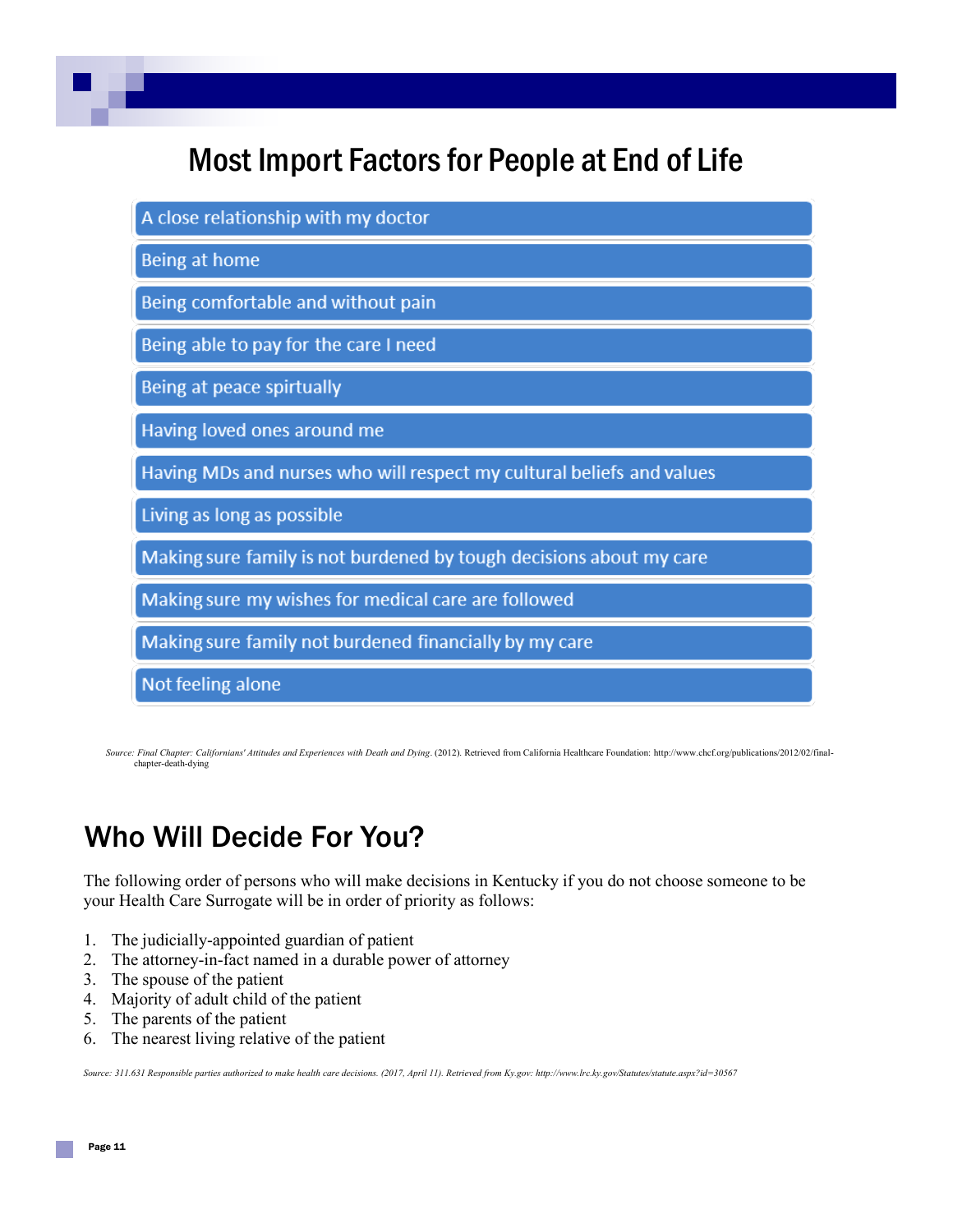# Most Import Factors for People at End of Life

- A close relationship with my doctor
- Being at home
- Being comfortable and without pain
- Being able to pay for the care I need
- Being at peace spirtually
- Having loved ones around me
- Having MDs and nurses who will respect my cultural beliefs and values
- Living as long as possible
- Making sure family is not burdened by tough decisions about my care
- Making sure my wishes for medical care are followed
- Making sure family not burdened financially by my care
- Not feeling alone

*Source: Final Chapter: Californians' Attitudes and Experiences with Death and Dying*. (2012). Retrieved from California Healthcare Foundation: http://www.chcf.org/publications/2012/02/final-chapter-death-dying

## Who Will Decide For You?

The following order of persons who will make decisions in Kentucky if you do not choose someone to be your Health Care Surrogate will be in order of priority as follows:

1. The judicially-appointed guardian of patient
2. The attorney-in-fact named in a durable power of attorney
3. The spouse of the patient
4. Majority of adult child of the patient
5. The parents of the patient
6. The nearest living relative of the patient

*Source: 311.631 Responsible parties authorized to make health care decisions. (2017, April 11). Retrieved from Ky.gov: http://www.lrc.ky.gov/Statutes/statute.aspx?id=30567*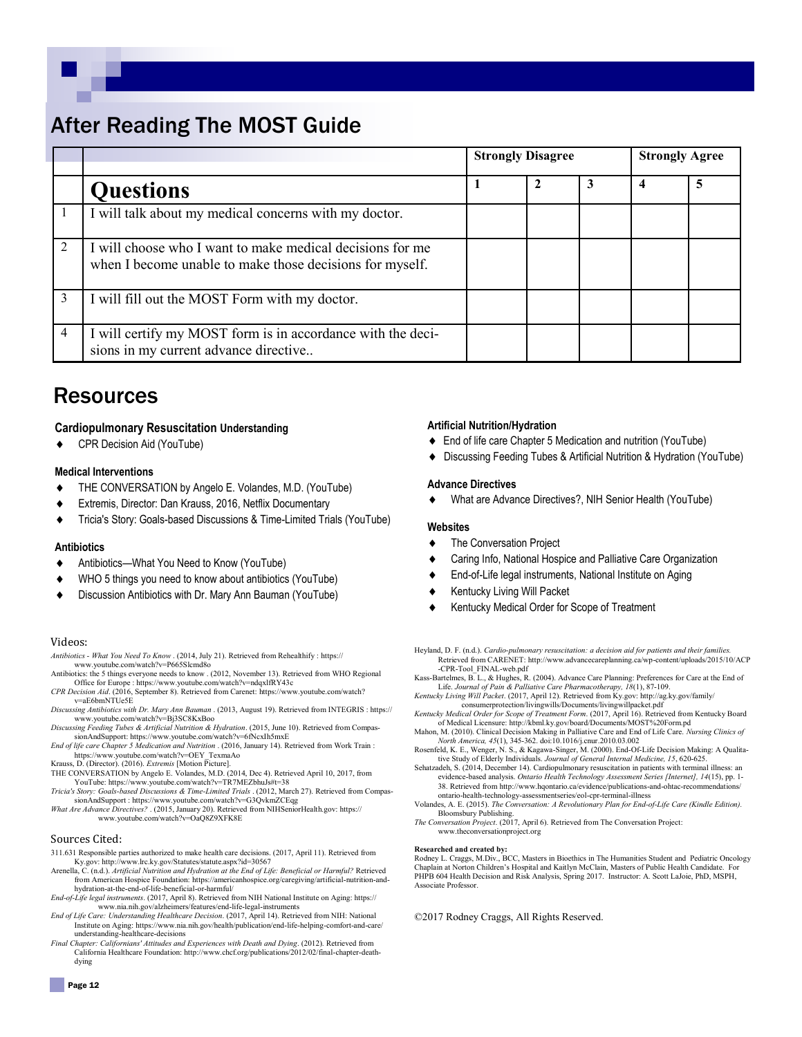# After Reading The MOST Guide

| | | Strongly Disagree | | | Strongly Agree | |
|---|---|---|---|---|---|---|
| | **Questions** | **1** | **2** | **3** | **4** | **5** |
| 1 | I will talk about my medical concerns with my doctor. | | | | | |
| 2 | I will choose who I want to make medical decisions for me when I become unable to make those decisions for myself. | | | | | |
| 3 | I will fill out the MOST Form with my doctor. | | | | | |
| 4 | I will certify my MOST form is in accordance with the decisions in my current advance directive.. | | | | | |

# Resources

### Cardiopulmonary Resuscitation Understanding

- CPR Decision Aid (YouTube)

### Medical Interventions

- THE CONVERSATION by Angelo E. Volandes, M.D. (YouTube)
- Extremis, Director: Dan Krauss, 2016, Netflix Documentary
- Tricia's Story: Goals-based Discussions & Time-Limited Trials (YouTube)

### Antibiotics

- Antibiotics—What You Need to Know (YouTube)
- WHO 5 things you need to know about antibiotics (YouTube)
- Discussion Antibiotics with Dr. Mary Ann Bauman (YouTube)

### Artificial Nutrition/Hydration

- End of life care Chapter 5 Medication and nutrition (YouTube)
- Discussing Feeding Tubes & Artificial Nutrition & Hydration (YouTube)

### Advance Directives

- What are Advance Directives?, NIH Senior Health (YouTube)

### Websites

- The Conversation Project
- Caring Info, National Hospice and Palliative Care Organization
- End-of-Life legal instruments, National Institute on Aging
- Kentucky Living Will Packet
- Kentucky Medical Order for Scope of Treatment

## Videos:

*Antibiotics - What You Need To Know* . (2014, July 21). Retrieved from Rehealthify : https://www.youtube.com/watch?v=P665Slcmd8o

Antibiotics: the 5 things everyone needs to know . (2012, November 13). Retrieved from WHO Regional Office for Europe : https://www.youtube.com/watch?v=ndqxlfRY43c

*CPR Decision Aid*. (2016, September 8). Retrieved from Carenet: https://www.youtube.com/watch?v=aE6bmNTUe5E

*Discussing Antibiotics with Dr. Mary Ann Bauman* . (2013, August 19). Retrieved from INTEGRIS : https://www.youtube.com/watch?v=Bj3SC8KxBoo

*Discussing Feeding Tubes & Artificial Nutrition & Hydration*. (2015, June 10). Retrieved from CompassionAndSupport: https://www.youtube.com/watch?v=6fNcxIh5mxE

*End of life care Chapter 5 Medication and Nutrition* . (2016, January 14). Retrieved from Work Train : https://www.youtube.com/watch?v=OEY_TexmaAo

Krauss, D. (Director). (2016). *Extremis* [Motion Picture].

THE CONVERSATION by Angelo E. Volandes, M.D. (2014, Dec 4). Retrieved April 10, 2017, from YouTube: https://www.youtube.com/watch?v=TR7MEZbhuJs#t=38

*Tricia's Story: Goals-based Discussions & Time-Limited Trials* . (2012, March 27). Retrieved from CompassionAndSupport : https://www.youtube.com/watch?v=G3QvkmZCEqg

*What Are Advance Directives?* . (2015, January 20). Retrieved from NIHSeniorHealth.gov: https://www.youtube.com/watch?v=OaQ8Z9XFK8E

## Sources Cited:

311.631 Responsible parties authorized to make health care decisions. (2017, April 11). Retrieved from Ky.gov: http://www.lrc.ky.gov/Statutes/statute.aspx?id=30567

Arenella, C. (n.d.). *Artificial Nutrition and Hydration at the End of Life: Beneficial or Harmful?* Retrieved from American Hospice Foundation: https://americanhospice.org/caregiving/artificial-nutrition-and-hydration-at-the-end-of-life-beneficial-or-harmful/

*End-of-Life legal instruments*. (2017, April 8). Retrieved from NIH National Institute on Aging: https://www.nia.nih.gov/alzheimers/features/end-life-legal-instruments

*End of Life Care: Understanding Healthcare Decision*. (2017, April 14). Retrieved from NIH: National Institute on Aging: https://www.nia.nih.gov/health/publication/end-life-helping-comfort-and-care/understanding-healthcare-decisions

*Final Chapter: Californians' Attitudes and Experiences with Death and Dying*. (2012). Retrieved from California Healthcare Foundation: http://www.chcf.org/publications/2012/02/final-chapter-death-dying

Heyland, D. F. (n.d.). *Cardio-pulmonary resuscitation: a decision aid for patients and their families.* Retrieved from CARENET: http://www.advancecareplanning.ca/wp-content/uploads/2015/10/ACP-CPR-Tool_FINAL-web.pdf

Kass-Bartelmes, B. L., & Hughes, R. (2004). Advance Care Planning: Preferences for Care at the End of Life. *Journal of Pain & Palliative Care Pharmacotherapy, 18*(1), 87-109.

*Kentucky Living Will Packet*. (2017, April 12). Retrieved from Ky.gov: http://ag.ky.gov/family/consumerprotection/livingwills/Documents/livingwillpacket.pdf

*Kentucky Medical Order for Scope of Treatment Form*. (2017, April 16). Retrieved from Kentucky Board of Medical Licensure: http://kbml.ky.gov/board/Documents/MOST%20Form.pd

Mahon, M. (2010). Clinical Decision Making in Palliative Care and End of Life Care. *Nursing Clinics of North America, 45*(1), 345-362. doi:10.1016/j.cnur.2010.03.002

Rosenfeld, K. E., Wenger, N. S., & Kagawa-Singer, M. (2000). End-Of-Life Decision Making: A Qualitative Study of Elderly Individuals. *Journal of General Internal Medicine, 15*, 620-625.

Sehatzadeh, S. (2014, December 14). Cardiopulmonary resuscitation in patients with terminal illness: an evidence-based analysis. *Ontario Health Technology Assessment Series [Internet], 14*(15), pp. 1-38. Retrieved from http://www.hqontario.ca/evidence/publications-and-ohtac-recommendations/ontario-health-technology-assessmentseries/eol-cpr-terminal-illness

Volandes, A. E. (2015). *The Conversation: A Revolutionary Plan for End-of-Life Care (Kindle Edition).* Bloomsbury Publishing.

*The Conversation Project*. (2017, April 6). Retrieved from The Conversation Project: www.theconversationproject.org

**Researched and created by:**
Rodney L. Craggs, M.Div., BCC, Masters in Bioethics in The Humanities Student and Pediatric Oncology Chaplain at Norton Children's Hospital and Kaitlyn McClain, Masters of Public Health Candidate. For PHPB 604 Health Decision and Risk Analysis, Spring 2017. Instructor: A. Scott LaJoie, PhD, MSPH, Associate Professor.

©2017 Rodney Craggs, All Rights Reserved.